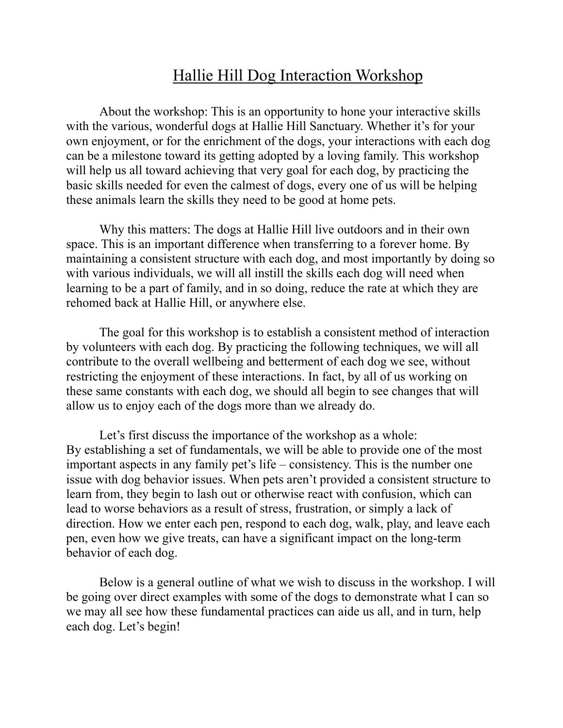# Hallie Hill Dog Interaction Workshop

About the workshop: This is an opportunity to hone your interactive skills with the various, wonderful dogs at Hallie Hill Sanctuary. Whether it's for your own enjoyment, or for the enrichment of the dogs, your interactions with each dog can be a milestone toward its getting adopted by a loving family. This workshop will help us all toward achieving that very goal for each dog, by practicing the basic skills needed for even the calmest of dogs, every one of us will be helping these animals learn the skills they need to be good at home pets.

Why this matters: The dogs at Hallie Hill live outdoors and in their own space. This is an important difference when transferring to a forever home. By maintaining a consistent structure with each dog, and most importantly by doing so with various individuals, we will all instill the skills each dog will need when learning to be a part of family, and in so doing, reduce the rate at which they are rehomed back at Hallie Hill, or anywhere else.

The goal for this workshop is to establish a consistent method of interaction by volunteers with each dog. By practicing the following techniques, we will all contribute to the overall wellbeing and betterment of each dog we see, without restricting the enjoyment of these interactions. In fact, by all of us working on these same constants with each dog, we should all begin to see changes that will allow us to enjoy each of the dogs more than we already do.

Let's first discuss the importance of the workshop as a whole:
By establishing a set of fundamentals, we will be able to provide one of the most important aspects in any family pet's life – consistency. This is the number one issue with dog behavior issues. When pets aren't provided a consistent structure to learn from, they begin to lash out or otherwise react with confusion, which can lead to worse behaviors as a result of stress, frustration, or simply a lack of direction. How we enter each pen, respond to each dog, walk, play, and leave each pen, even how we give treats, can have a significant impact on the long-term behavior of each dog.

Below is a general outline of what we wish to discuss in the workshop. I will be going over direct examples with some of the dogs to demonstrate what I can so we may all see how these fundamental practices can aide us all, and in turn, help each dog. Let's begin!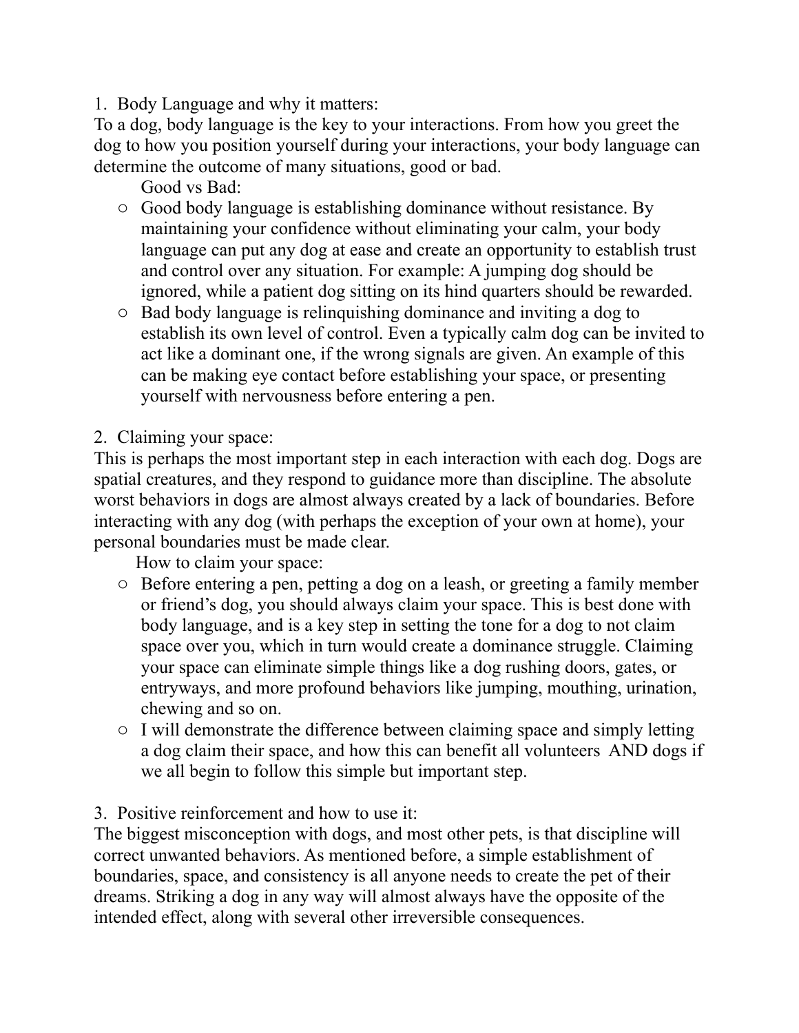1. Body Language and why it matters:

To a dog, body language is the key to your interactions. From how you greet the dog to how you position yourself during your interactions, your body language can determine the outcome of many situations, good or bad.

Good vs Bad:

- Good body language is establishing dominance without resistance. By maintaining your confidence without eliminating your calm, your body language can put any dog at ease and create an opportunity to establish trust and control over any situation. For example: A jumping dog should be ignored, while a patient dog sitting on its hind quarters should be rewarded.
- Bad body language is relinquishing dominance and inviting a dog to establish its own level of control. Even a typically calm dog can be invited to act like a dominant one, if the wrong signals are given. An example of this can be making eye contact before establishing your space, or presenting yourself with nervousness before entering a pen.

2. Claiming your space:

This is perhaps the most important step in each interaction with each dog. Dogs are spatial creatures, and they respond to guidance more than discipline. The absolute worst behaviors in dogs are almost always created by a lack of boundaries. Before interacting with any dog (with perhaps the exception of your own at home), your personal boundaries must be made clear.

How to claim your space:

- Before entering a pen, petting a dog on a leash, or greeting a family member or friend's dog, you should always claim your space. This is best done with body language, and is a key step in setting the tone for a dog to not claim space over you, which in turn would create a dominance struggle. Claiming your space can eliminate simple things like a dog rushing doors, gates, or entryways, and more profound behaviors like jumping, mouthing, urination, chewing and so on.
- I will demonstrate the difference between claiming space and simply letting a dog claim their space, and how this can benefit all volunteers AND dogs if we all begin to follow this simple but important step.

3. Positive reinforcement and how to use it:

The biggest misconception with dogs, and most other pets, is that discipline will correct unwanted behaviors. As mentioned before, a simple establishment of boundaries, space, and consistency is all anyone needs to create the pet of their dreams. Striking a dog in any way will almost always have the opposite of the intended effect, along with several other irreversible consequences.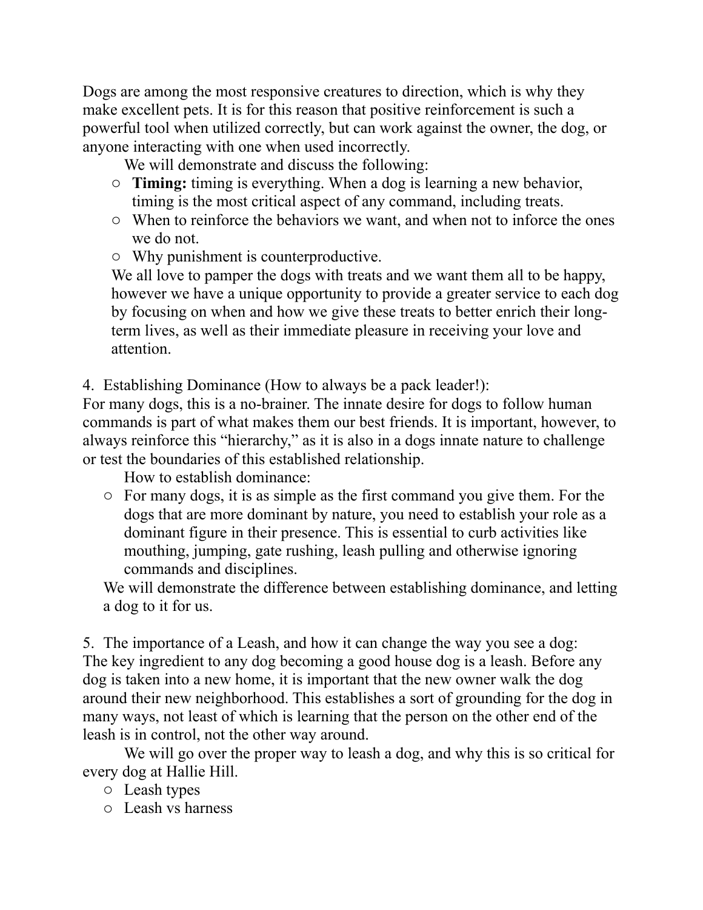Dogs are among the most responsive creatures to direction, which is why they make excellent pets. It is for this reason that positive reinforcement is such a powerful tool when utilized correctly, but can work against the owner, the dog, or anyone interacting with one when used incorrectly.

We will demonstrate and discuss the following:

- **Timing:** timing is everything. When a dog is learning a new behavior, timing is the most critical aspect of any command, including treats.
- When to reinforce the behaviors we want, and when not to inforce the ones we do not.
- Why punishment is counterproductive.

We all love to pamper the dogs with treats and we want them all to be happy, however we have a unique opportunity to provide a greater service to each dog by focusing on when and how we give these treats to better enrich their long-term lives, as well as their immediate pleasure in receiving your love and attention.

4. Establishing Dominance (How to always be a pack leader!):

For many dogs, this is a no-brainer. The innate desire for dogs to follow human commands is part of what makes them our best friends. It is important, however, to always reinforce this "hierarchy," as it is also in a dogs innate nature to challenge or test the boundaries of this established relationship.

How to establish dominance:

- For many dogs, it is as simple as the first command you give them. For the dogs that are more dominant by nature, you need to establish your role as a dominant figure in their presence. This is essential to curb activities like mouthing, jumping, gate rushing, leash pulling and otherwise ignoring commands and disciplines.

We will demonstrate the difference between establishing dominance, and letting a dog to it for us.

5. The importance of a Leash, and how it can change the way you see a dog:

The key ingredient to any dog becoming a good house dog is a leash. Before any dog is taken into a new home, it is important that the new owner walk the dog around their new neighborhood. This establishes a sort of grounding for the dog in many ways, not least of which is learning that the person on the other end of the leash is in control, not the other way around.

We will go over the proper way to leash a dog, and why this is so critical for every dog at Hallie Hill.

- Leash types
- Leash vs harness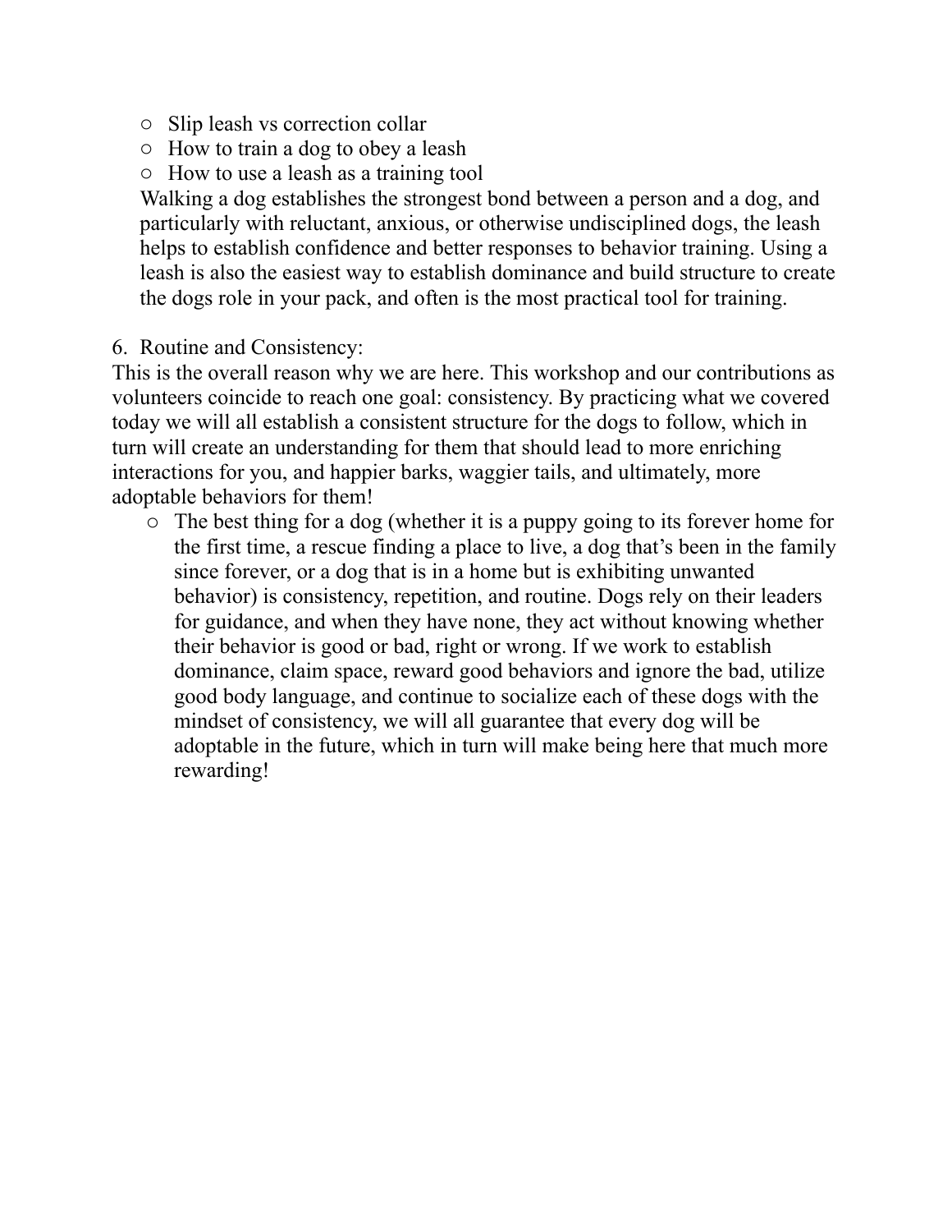- Slip leash vs correction collar
- How to train a dog to obey a leash
- How to use a leash as a training tool

Walking a dog establishes the strongest bond between a person and a dog, and particularly with reluctant, anxious, or otherwise undisciplined dogs, the leash helps to establish confidence and better responses to behavior training. Using a leash is also the easiest way to establish dominance and build structure to create the dogs role in your pack, and often is the most practical tool for training.

6. Routine and Consistency:

This is the overall reason why we are here. This workshop and our contributions as volunteers coincide to reach one goal: consistency. By practicing what we covered today we will all establish a consistent structure for the dogs to follow, which in turn will create an understanding for them that should lead to more enriching interactions for you, and happier barks, waggier tails, and ultimately, more adoptable behaviors for them!

- The best thing for a dog (whether it is a puppy going to its forever home for the first time, a rescue finding a place to live, a dog that's been in the family since forever, or a dog that is in a home but is exhibiting unwanted behavior) is consistency, repetition, and routine. Dogs rely on their leaders for guidance, and when they have none, they act without knowing whether their behavior is good or bad, right or wrong. If we work to establish dominance, claim space, reward good behaviors and ignore the bad, utilize good body language, and continue to socialize each of these dogs with the mindset of consistency, we will all guarantee that every dog will be adoptable in the future, which in turn will make being here that much more rewarding!